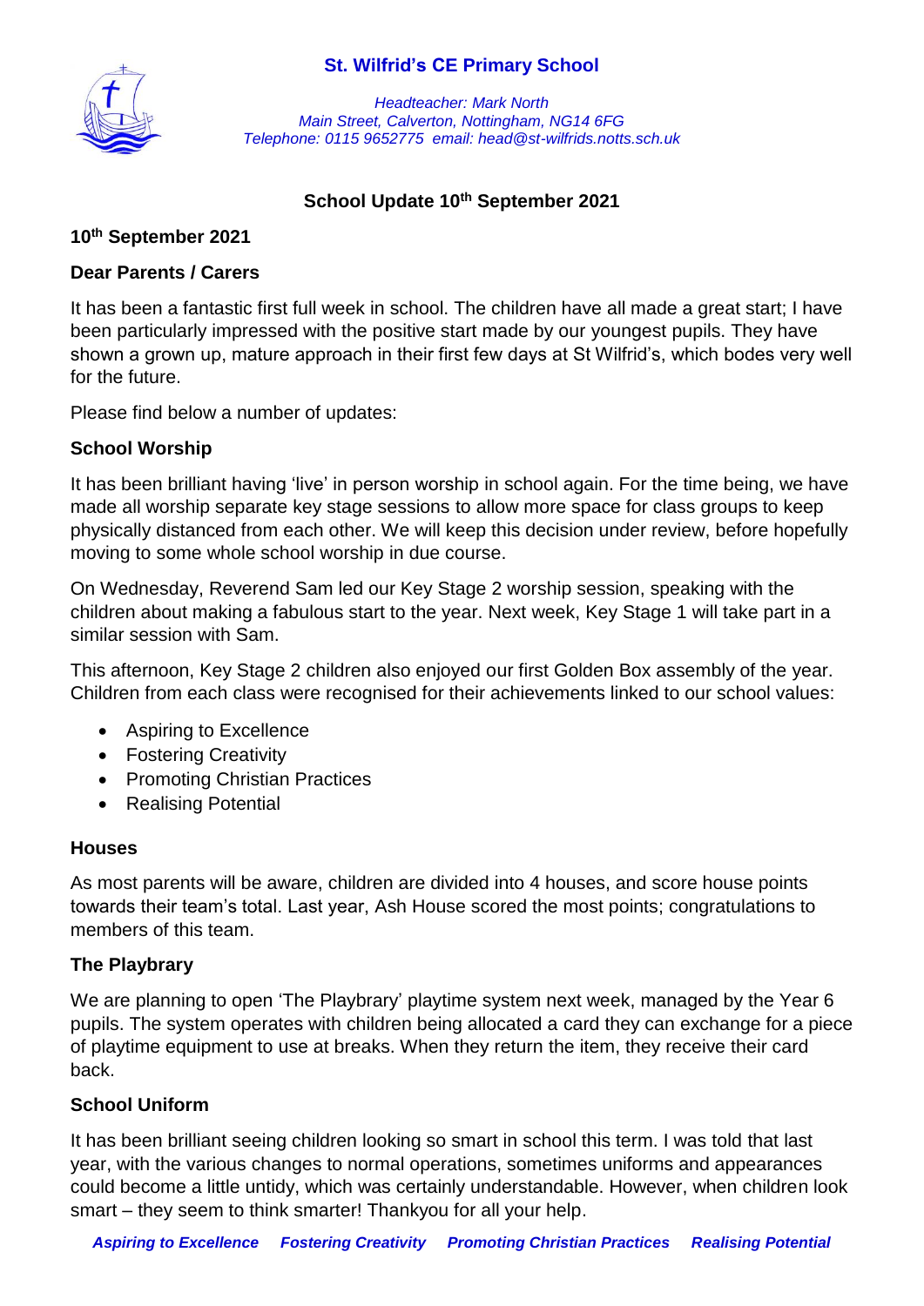# St. Wilfrid's CE Primary School

*Headteacher: Mark North*
*Main Street, Calverton, Nottingham, NG14 6FG*
*Telephone: 0115 9652775 email: head@st-wilfrids.notts.sch.uk*

## School Update 10th September 2021

**10th September 2021**

**Dear Parents / Carers**

It has been a fantastic first full week in school. The children have all made a great start; I have been particularly impressed with the positive start made by our youngest pupils. They have shown a grown up, mature approach in their first few days at St Wilfrid's, which bodes very well for the future.

Please find below a number of updates:

### School Worship

It has been brilliant having 'live' in person worship in school again. For the time being, we have made all worship separate key stage sessions to allow more space for class groups to keep physically distanced from each other. We will keep this decision under review, before hopefully moving to some whole school worship in due course.

On Wednesday, Reverend Sam led our Key Stage 2 worship session, speaking with the children about making a fabulous start to the year. Next week, Key Stage 1 will take part in a similar session with Sam.

This afternoon, Key Stage 2 children also enjoyed our first Golden Box assembly of the year. Children from each class were recognised for their achievements linked to our school values:

- Aspiring to Excellence
- Fostering Creativity
- Promoting Christian Practices
- Realising Potential

### Houses

As most parents will be aware, children are divided into 4 houses, and score house points towards their team's total. Last year, Ash House scored the most points; congratulations to members of this team.

### The Playbrary

We are planning to open 'The Playbrary' playtime system next week, managed by the Year 6 pupils. The system operates with children being allocated a card they can exchange for a piece of playtime equipment to use at breaks. When they return the item, they receive their card back.

### School Uniform

It has been brilliant seeing children looking so smart in school this term. I was told that last year, with the various changes to normal operations, sometimes uniforms and appearances could become a little untidy, which was certainly understandable. However, when children look smart – they seem to think smarter! Thankyou for all your help.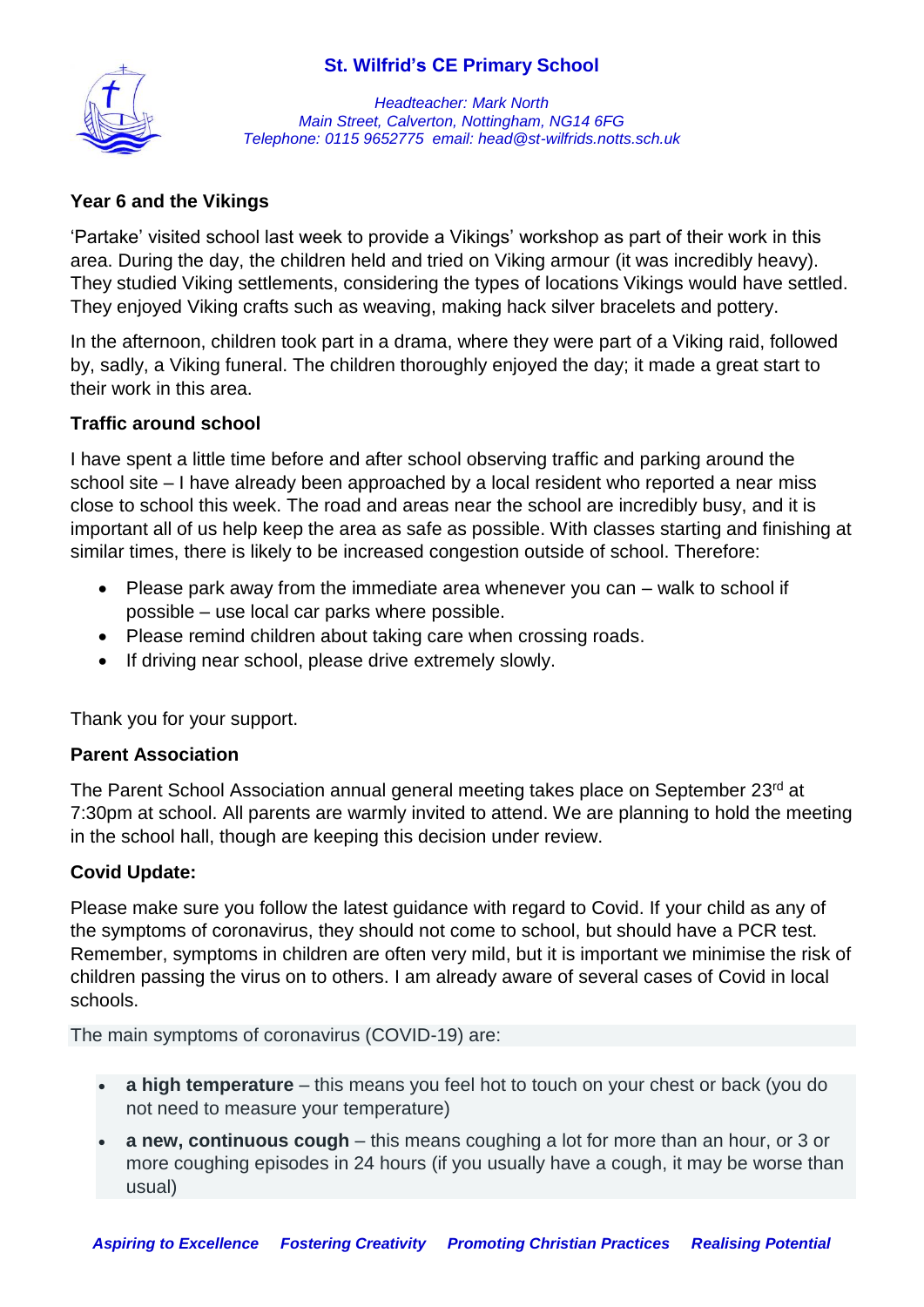Year 6 and the Vikings

'Partake' visited school last week to provide a Vikings' workshop as part of their work in this area. During the day, the children held and tried on Viking armour (it was incredibly heavy). They studied Viking settlements, considering the types of locations Vikings would have settled. They enjoyed Viking crafts such as weaving, making hack silver bracelets and pottery.

In the afternoon, children took part in a drama, where they were part of a Viking raid, followed by, sadly, a Viking funeral. The children thoroughly enjoyed the day; it made a great start to their work in this area.

**Traffic around school**

I have spent a little time before and after school observing traffic and parking around the school site – I have already been approached by a local resident who reported a near miss close to school this week. The road and areas near the school are incredibly busy, and it is important all of us help keep the area as safe as possible. With classes starting and finishing at similar times, there is likely to be increased congestion outside of school. Therefore:

- Please park away from the immediate area whenever you can – walk to school if possible – use local car parks where possible.
- Please remind children about taking care when crossing roads.
- If driving near school, please drive extremely slowly.

Thank you for your support.

**Parent Association**

The Parent School Association annual general meeting takes place on September 23rd at 7:30pm at school. All parents are warmly invited to attend. We are planning to hold the meeting in the school hall, though are keeping this decision under review.

**Covid Update:**

Please make sure you follow the latest guidance with regard to Covid. If your child as any of the symptoms of coronavirus, they should not come to school, but should have a PCR test. Remember, symptoms in children are often very mild, but it is important we minimise the risk of children passing the virus on to others. I am already aware of several cases of Covid in local schools.

The main symptoms of coronavirus (COVID-19) are:

- **a high temperature** – this means you feel hot to touch on your chest or back (you do not need to measure your temperature)
- **a new, continuous cough** – this means coughing a lot for more than an hour, or 3 or more coughing episodes in 24 hours (if you usually have a cough, it may be worse than usual)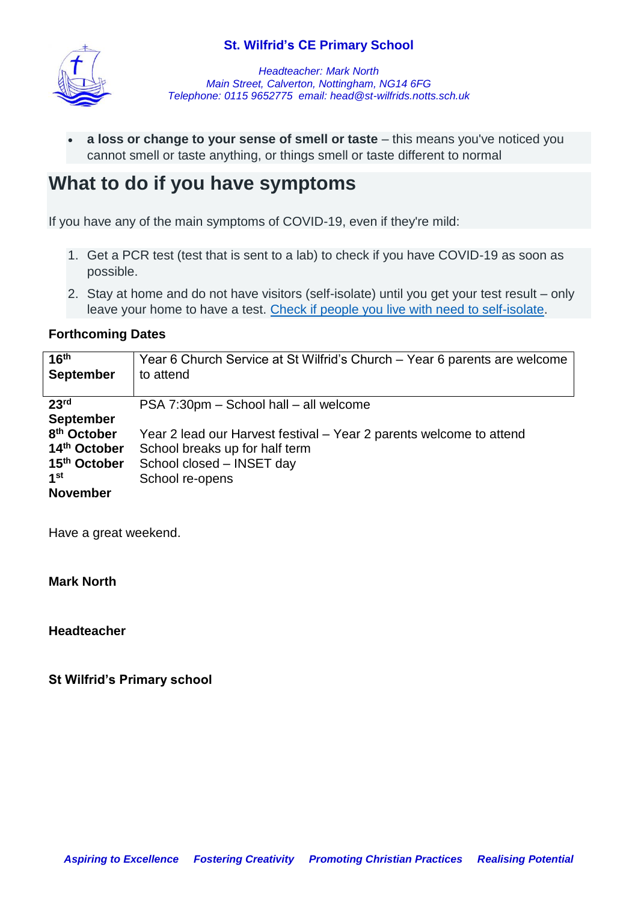- **a loss or change to your sense of smell or taste** – this means you've noticed you cannot smell or taste anything, or things smell or taste different to normal

# What to do if you have symptoms

If you have any of the main symptoms of COVID-19, even if they're mild:

1. Get a PCR test (test that is sent to a lab) to check if you have COVID-19 as soon as possible.
2. Stay at home and do not have visitors (self-isolate) until you get your test result – only leave your home to have a test. Check if people you live with need to self-isolate.

**Forthcoming Dates**

| | |
|---|---|
| **16th September** | Year 6 Church Service at St Wilfrid's Church – Year 6 parents are welcome to attend |
| **23rd September** | PSA 7:30pm – School hall – all welcome |
| **8th October** | Year 2 lead our Harvest festival – Year 2 parents welcome to attend |
| **14th October** | School breaks up for half term |
| **15th October** | School closed – INSET day |
| **1st November** | School re-opens |

Have a great weekend.

**Mark North**

**Headteacher**

**St Wilfrid's Primary school**